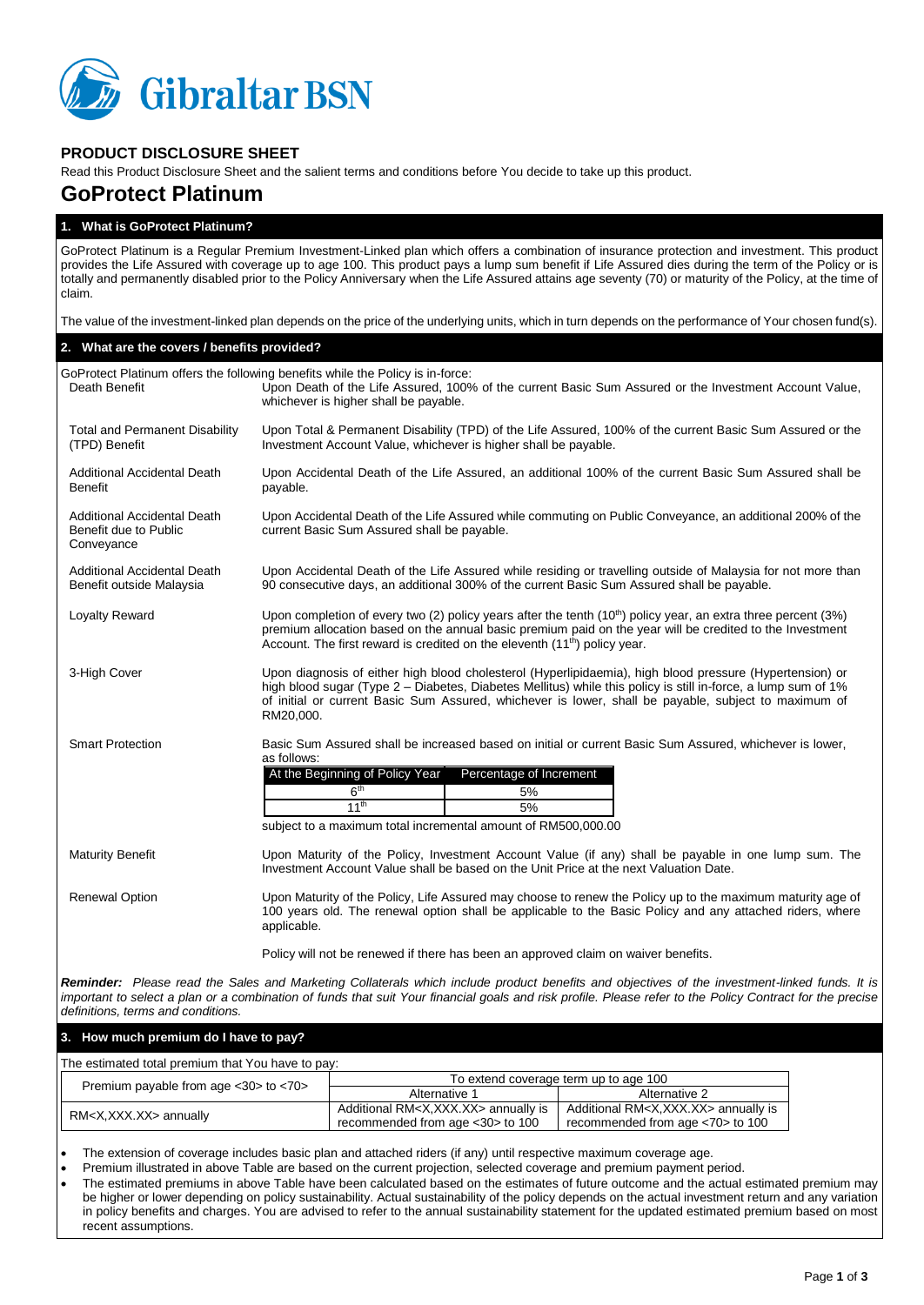## PRODUCT DISCLOSURE SHEET

Read this Product Disclosure Sheet and the salient terms and conditions before You decide to take up this product.

# GoProtect Platinum

### 1. What is GoProtect Platinum?

GoProtect Platinum is a Regular Premium Investment-Linked plan which offers a combination of insurance protection and investment. This product provides the Life Assured with coverage up to age 100. This product pays a lump sum benefit if Life Assured dies during the term of the Policy or is totally and permanently disabled prior to the Policy Anniversary when the Life Assured attains age seventy (70) or maturity of the Policy, at the time of claim.

The value of the investment-linked plan depends on the price of the underlying units, which in turn depends on the performance of Your chosen fund(s).

### 2. What are the covers / benefits provided?

GoProtect Platinum offers the following benefits while the Policy is in-force:

| Benefit | Description |
|---|---|
| Death Benefit | Upon Death of the Life Assured, 100% of the current Basic Sum Assured or the Investment Account Value, whichever is higher shall be payable. |
| Total and Permanent Disability (TPD) Benefit | Upon Total & Permanent Disability (TPD) of the Life Assured, 100% of the current Basic Sum Assured or the Investment Account Value, whichever is higher shall be payable. |
| Additional Accidental Death Benefit | Upon Accidental Death of the Life Assured, an additional 100% of the current Basic Sum Assured shall be payable. |
| Additional Accidental Death Benefit due to Public Conveyance | Upon Accidental Death of the Life Assured while commuting on Public Conveyance, an additional 200% of the current Basic Sum Assured shall be payable. |
| Additional Accidental Death Benefit outside Malaysia | Upon Accidental Death of the Life Assured while residing or travelling outside of Malaysia for not more than 90 consecutive days, an additional 300% of the current Basic Sum Assured shall be payable. |
| Loyalty Reward | Upon completion of every two (2) policy years after the tenth (10th) policy year, an extra three percent (3%) premium allocation based on the annual basic premium paid on the year will be credited to the Investment Account. The first reward is credited on the eleventh (11th) policy year. |
| 3-High Cover | Upon diagnosis of either high blood cholesterol (Hyperlipidaemia), high blood pressure (Hypertension) or high blood sugar (Type 2 – Diabetes, Diabetes Mellitus) while this policy is still in-force, a lump sum of 1% of initial or current Basic Sum Assured, whichever is lower, shall be payable, subject to maximum of RM20,000. |
| Smart Protection | Basic Sum Assured shall be increased based on initial or current Basic Sum Assured, whichever is lower, as follows: (see table below) subject to a maximum total incremental amount of RM500,000.00 |
| Maturity Benefit | Upon Maturity of the Policy, Investment Account Value (if any) shall be payable in one lump sum. The Investment Account Value shall be based on the Unit Price at the next Valuation Date. |
| Renewal Option | Upon Maturity of the Policy, Life Assured may choose to renew the Policy up to the maximum maturity age of 100 years old. The renewal option shall be applicable to the Basic Policy and any attached riders, where applicable. Policy will not be renewed if there has been an approved claim on waiver benefits. |

Smart Protection increments:

| At the Beginning of Policy Year | Percentage of Increment |
|---|---|
| 6th | 5% |
| 11th | 5% |

***Reminder:*** *Please read the Sales and Marketing Collaterals which include product benefits and objectives of the investment-linked funds. It is important to select a plan or a combination of funds that suit Your financial goals and risk profile. Please refer to the Policy Contract for the precise definitions, terms and conditions.*

### 3. How much premium do I have to pay?

The estimated total premium that You have to pay:

| Premium payable from age <30> to <70> | To extend coverage term up to age 100 | |
|---|---|---|
| | Alternative 1 | Alternative 2 |
| RM<X,XXX.XX> annually | Additional RM<X,XXX.XX> annually is recommended from age <30> to 100 | Additional RM<X,XXX.XX> annually is recommended from age <70> to 100 |

- The extension of coverage includes basic plan and attached riders (if any) until respective maximum coverage age.
- Premium illustrated in above Table are based on the current projection, selected coverage and premium payment period.
- The estimated premiums in above Table have been calculated based on the estimates of future outcome and the actual estimated premium may be higher or lower depending on policy sustainability. Actual sustainability of the policy depends on the actual investment return and any variation in policy benefits and charges. You are advised to refer to the annual sustainability statement for the updated estimated premium based on most recent assumptions.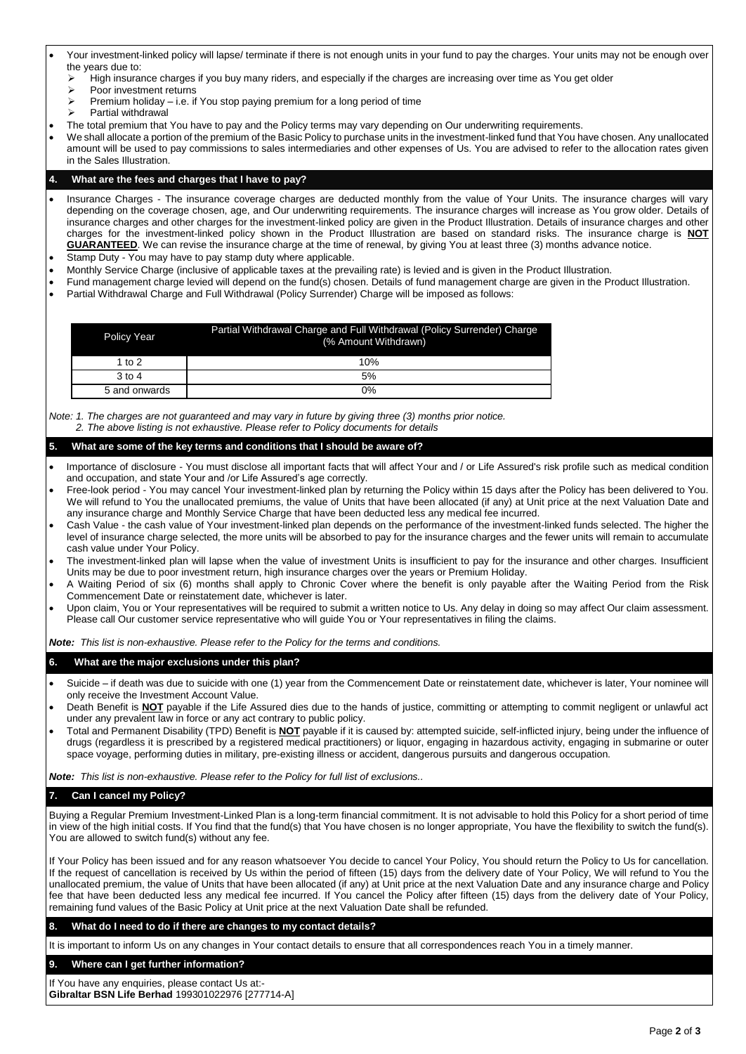- Your investment-linked policy will lapse/ terminate if there is not enough units in your fund to pay the charges. Your units may not be enough over the years due to:
  - High insurance charges if you buy many riders, and especially if the charges are increasing over time as You get older
  - Poor investment returns
  - Premium holiday – i.e. if You stop paying premium for a long period of time
  - Partial withdrawal
- The total premium that You have to pay and the Policy terms may vary depending on Our underwriting requirements.
- We shall allocate a portion of the premium of the Basic Policy to purchase units in the investment-linked fund that You have chosen. Any unallocated amount will be used to pay commissions to sales intermediaries and other expenses of Us. You are advised to refer to the allocation rates given in the Sales Illustration.

## 4. What are the fees and charges that I have to pay?

- Insurance Charges - The insurance coverage charges are deducted monthly from the value of Your Units. The insurance charges will vary depending on the coverage chosen, age, and Our underwriting requirements. The insurance charges will increase as You grow older. Details of insurance charges and other charges for the investment-linked policy are given in the Product Illustration. Details of insurance charges and other charges for the investment-linked policy shown in the Product Illustration are based on standard risks. The insurance charge is **NOT GUARANTEED**. We can revise the insurance charge at the time of renewal, by giving You at least three (3) months advance notice.
- Stamp Duty - You may have to pay stamp duty where applicable.
- Monthly Service Charge (inclusive of applicable taxes at the prevailing rate) is levied and is given in the Product Illustration.
- Fund management charge levied will depend on the fund(s) chosen. Details of fund management charge are given in the Product Illustration.
- Partial Withdrawal Charge and Full Withdrawal (Policy Surrender) Charge will be imposed as follows:

| Policy Year | Partial Withdrawal Charge and Full Withdrawal (Policy Surrender) Charge (% Amount Withdrawn) |
|---|---|
| 1 to 2 | 10% |
| 3 to 4 | 5% |
| 5 and onwards | 0% |

*Note: 1. The charges are not guaranteed and may vary in future by giving three (3) months prior notice.*
*2. The above listing is not exhaustive. Please refer to Policy documents for details*

## 5. What are some of the key terms and conditions that I should be aware of?

- Importance of disclosure - You must disclose all important facts that will affect Your and / or Life Assured's risk profile such as medical condition and occupation, and state Your and /or Life Assured's age correctly.
- Free-look period - You may cancel Your investment-linked plan by returning the Policy within 15 days after the Policy has been delivered to You. We will refund to You the unallocated premiums, the value of Units that have been allocated (if any) at Unit price at the next Valuation Date and any insurance charge and Monthly Service Charge that have been deducted less any medical fee incurred.
- Cash Value - the cash value of Your investment-linked plan depends on the performance of the investment-linked funds selected. The higher the level of insurance charge selected, the more units will be absorbed to pay for the insurance charges and the fewer units will remain to accumulate cash value under Your Policy.
- The investment-linked plan will lapse when the value of investment Units is insufficient to pay for the insurance and other charges. Insufficient Units may be due to poor investment return, high insurance charges over the years or Premium Holiday.
- A Waiting Period of six (6) months shall apply to Chronic Cover where the benefit is only payable after the Waiting Period from the Risk Commencement Date or reinstatement date, whichever is later.
- Upon claim, You or Your representatives will be required to submit a written notice to Us. Any delay in doing so may affect Our claim assessment. Please call Our customer service representative who will guide You or Your representatives in filing the claims.

***Note:** This list is non-exhaustive. Please refer to the Policy for the terms and conditions.*

## 6. What are the major exclusions under this plan?

- Suicide – if death was due to suicide with one (1) year from the Commencement Date or reinstatement date, whichever is later, Your nominee will only receive the Investment Account Value.
- Death Benefit is **NOT** payable if the Life Assured dies due to the hands of justice, committing or attempting to commit negligent or unlawful act under any prevalent law in force or any act contrary to public policy.
- Total and Permanent Disability (TPD) Benefit is **NOT** payable if it is caused by: attempted suicide, self-inflicted injury, being under the influence of drugs (regardless it is prescribed by a registered medical practitioners) or liquor, engaging in hazardous activity, engaging in submarine or outer space voyage, performing duties in military, pre-existing illness or accident, dangerous pursuits and dangerous occupation.

***Note:** This list is non-exhaustive. Please refer to the Policy for full list of exclusions..*

## 7. Can I cancel my Policy?

Buying a Regular Premium Investment-Linked Plan is a long-term financial commitment. It is not advisable to hold this Policy for a short period of time in view of the high initial costs. If You find that the fund(s) that You have chosen is no longer appropriate, You have the flexibility to switch the fund(s). You are allowed to switch fund(s) without any fee.

If Your Policy has been issued and for any reason whatsoever You decide to cancel Your Policy, You should return the Policy to Us for cancellation. If the request of cancellation is received by Us within the period of fifteen (15) days from the delivery date of Your Policy, We will refund to You the unallocated premium, the value of Units that have been allocated (if any) at Unit price at the next Valuation Date and any insurance charge and Policy fee that have been deducted less any medical fee incurred. If You cancel the Policy after fifteen (15) days from the delivery date of Your Policy, remaining fund values of the Basic Policy at Unit price at the next Valuation Date shall be refunded.

## 8. What do I need to do if there are changes to my contact details?

It is important to inform Us on any changes in Your contact details to ensure that all correspondences reach You in a timely manner.

## 9. Where can I get further information?

If You have any enquiries, please contact Us at:-
**Gibraltar BSN Life Berhad** 199301022976 [277714-A]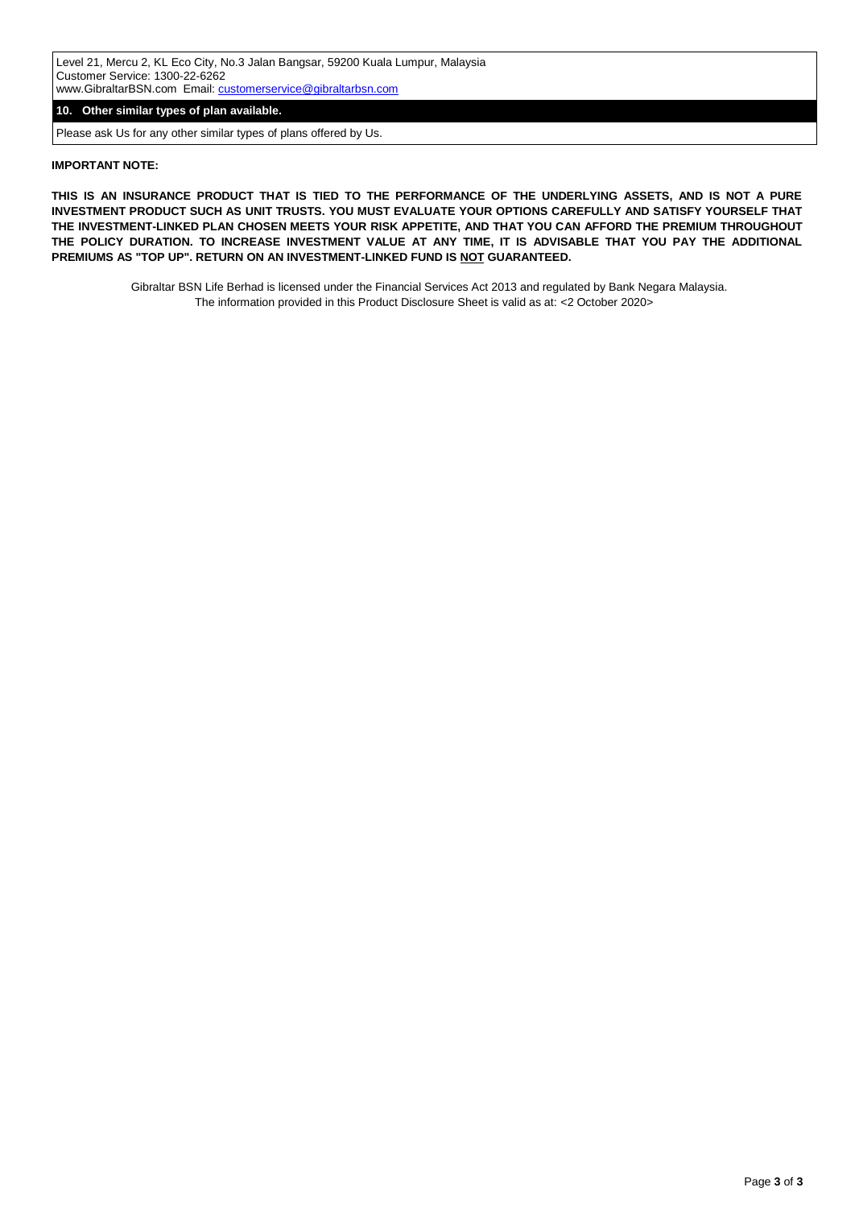Level 21, Mercu 2, KL Eco City, No.3 Jalan Bangsar, 59200 Kuala Lumpur, Malaysia
Customer Service: 1300-22-6262
www.GibraltarBSN.com Email: customerservice@gibraltarbsn.com

## 10. Other similar types of plan available.

Please ask Us for any other similar types of plans offered by Us.

**IMPORTANT NOTE:**

**THIS IS AN INSURANCE PRODUCT THAT IS TIED TO THE PERFORMANCE OF THE UNDERLYING ASSETS, AND IS NOT A PURE INVESTMENT PRODUCT SUCH AS UNIT TRUSTS. YOU MUST EVALUATE YOUR OPTIONS CAREFULLY AND SATISFY YOURSELF THAT THE INVESTMENT-LINKED PLAN CHOSEN MEETS YOUR RISK APPETITE, AND THAT YOU CAN AFFORD THE PREMIUM THROUGHOUT THE POLICY DURATION. TO INCREASE INVESTMENT VALUE AT ANY TIME, IT IS ADVISABLE THAT YOU PAY THE ADDITIONAL PREMIUMS AS "TOP UP". RETURN ON AN INVESTMENT-LINKED FUND IS NOT GUARANTEED.**

Gibraltar BSN Life Berhad is licensed under the Financial Services Act 2013 and regulated by Bank Negara Malaysia.
The information provided in this Product Disclosure Sheet is valid as at: <2 October 2020>